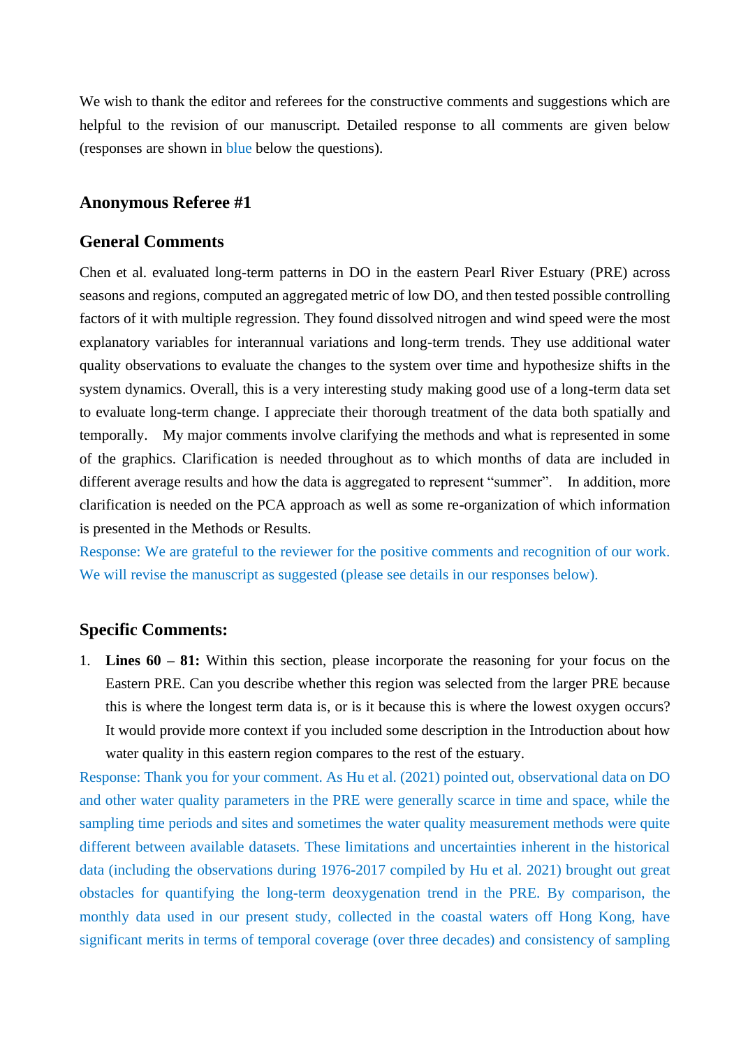We wish to thank the editor and referees for the constructive comments and suggestions which are helpful to the revision of our manuscript. Detailed response to all comments are given below (responses are shown in blue below the questions).

## Anonymous Referee #1

## General Comments

Chen et al. evaluated long-term patterns in DO in the eastern Pearl River Estuary (PRE) across seasons and regions, computed an aggregated metric of low DO, and then tested possible controlling factors of it with multiple regression. They found dissolved nitrogen and wind speed were the most explanatory variables for interannual variations and long-term trends. They use additional water quality observations to evaluate the changes to the system over time and hypothesize shifts in the system dynamics. Overall, this is a very interesting study making good use of a long-term data set to evaluate long-term change. I appreciate their thorough treatment of the data both spatially and temporally. My major comments involve clarifying the methods and what is represented in some of the graphics. Clarification is needed throughout as to which months of data are included in different average results and how the data is aggregated to represent "summer". In addition, more clarification is needed on the PCA approach as well as some re-organization of which information is presented in the Methods or Results.

Response: We are grateful to the reviewer for the positive comments and recognition of our work. We will revise the manuscript as suggested (please see details in our responses below).

## Specific Comments:

1. **Lines 60 – 81:** Within this section, please incorporate the reasoning for your focus on the Eastern PRE. Can you describe whether this region was selected from the larger PRE because this is where the longest term data is, or is it because this is where the lowest oxygen occurs? It would provide more context if you included some description in the Introduction about how water quality in this eastern region compares to the rest of the estuary.

Response: Thank you for your comment. As Hu et al. (2021) pointed out, observational data on DO and other water quality parameters in the PRE were generally scarce in time and space, while the sampling time periods and sites and sometimes the water quality measurement methods were quite different between available datasets. These limitations and uncertainties inherent in the historical data (including the observations during 1976-2017 compiled by Hu et al. 2021) brought out great obstacles for quantifying the long-term deoxygenation trend in the PRE. By comparison, the monthly data used in our present study, collected in the coastal waters off Hong Kong, have significant merits in terms of temporal coverage (over three decades) and consistency of sampling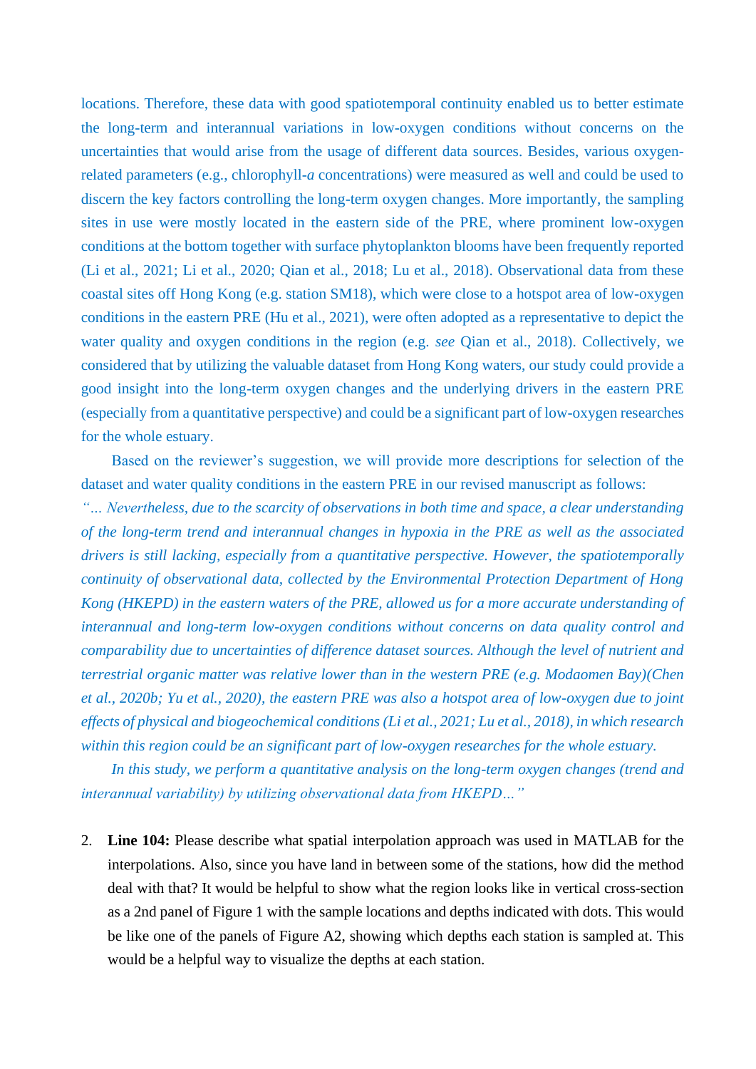locations. Therefore, these data with good spatiotemporal continuity enabled us to better estimate the long-term and interannual variations in low-oxygen conditions without concerns on the uncertainties that would arise from the usage of different data sources. Besides, various oxygen-related parameters (e.g., chlorophyll-*a* concentrations) were measured as well and could be used to discern the key factors controlling the long-term oxygen changes. More importantly, the sampling sites in use were mostly located in the eastern side of the PRE, where prominent low-oxygen conditions at the bottom together with surface phytoplankton blooms have been frequently reported (Li et al., 2021; Li et al., 2020; Qian et al., 2018; Lu et al., 2018). Observational data from these coastal sites off Hong Kong (e.g. station SM18), which were close to a hotspot area of low-oxygen conditions in the eastern PRE (Hu et al., 2021), were often adopted as a representative to depict the water quality and oxygen conditions in the region (e.g. *see* Qian et al., 2018). Collectively, we considered that by utilizing the valuable dataset from Hong Kong waters, our study could provide a good insight into the long-term oxygen changes and the underlying drivers in the eastern PRE (especially from a quantitative perspective) and could be a significant part of low-oxygen researches for the whole estuary.

Based on the reviewer's suggestion, we will provide more descriptions for selection of the dataset and water quality conditions in the eastern PRE in our revised manuscript as follows:

*"... Nevertheless, due to the scarcity of observations in both time and space, a clear understanding of the long-term trend and interannual changes in hypoxia in the PRE as well as the associated drivers is still lacking, especially from a quantitative perspective. However, the spatiotemporally continuity of observational data, collected by the Environmental Protection Department of Hong Kong (HKEPD) in the eastern waters of the PRE, allowed us for a more accurate understanding of interannual and long-term low-oxygen conditions without concerns on data quality control and comparability due to uncertainties of difference dataset sources. Although the level of nutrient and terrestrial organic matter was relative lower than in the western PRE (e.g. Modaomen Bay)(Chen et al., 2020b; Yu et al., 2020), the eastern PRE was also a hotspot area of low-oxygen due to joint effects of physical and biogeochemical conditions (Li et al., 2021; Lu et al., 2018), in which research within this region could be an significant part of low-oxygen researches for the whole estuary.*

*In this study, we perform a quantitative analysis on the long-term oxygen changes (trend and interannual variability) by utilizing observational data from HKEPD..."*

2. **Line 104:** Please describe what spatial interpolation approach was used in MATLAB for the interpolations. Also, since you have land in between some of the stations, how did the method deal with that? It would be helpful to show what the region looks like in vertical cross-section as a 2nd panel of Figure 1 with the sample locations and depths indicated with dots. This would be like one of the panels of Figure A2, showing which depths each station is sampled at. This would be a helpful way to visualize the depths at each station.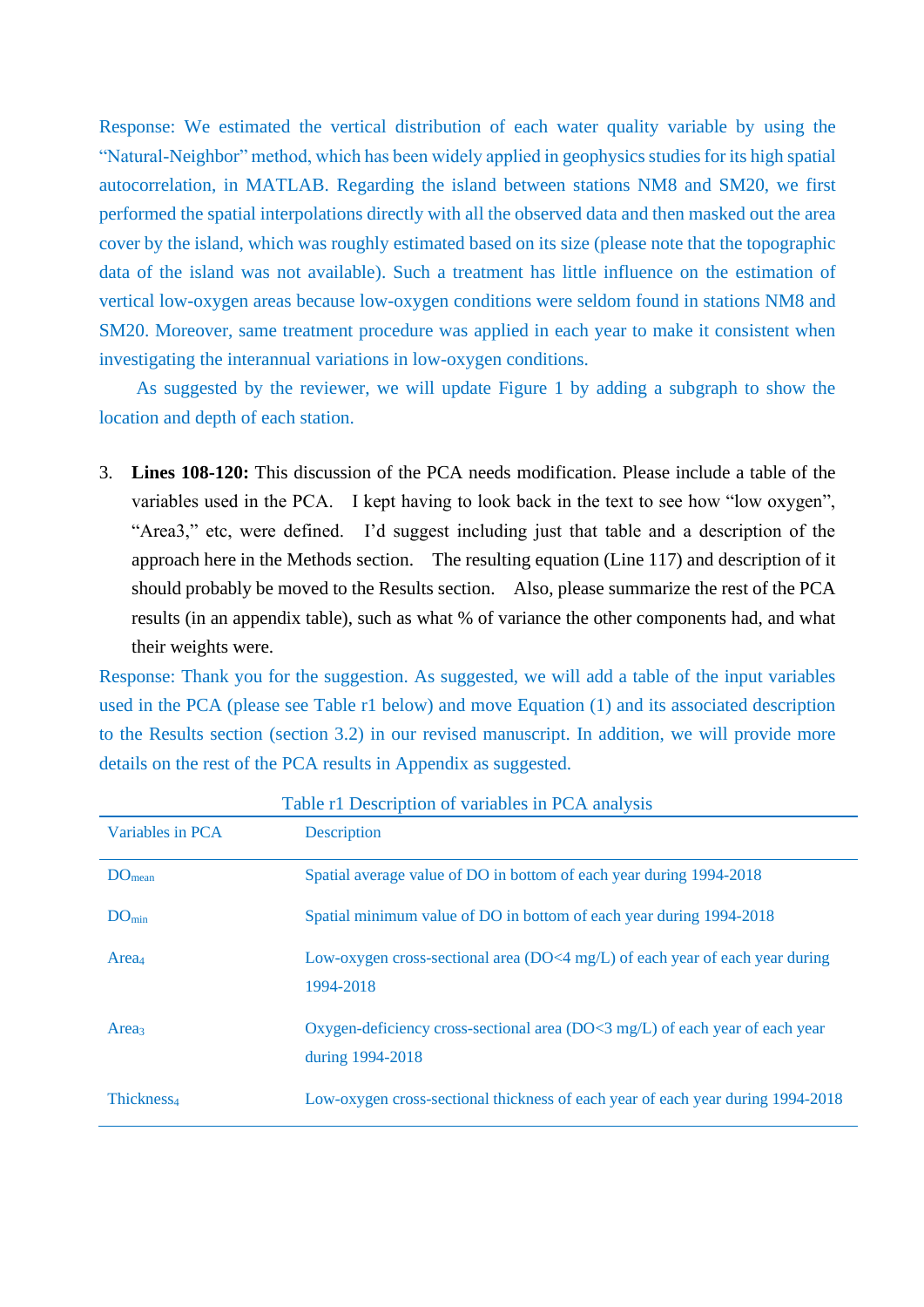Response: We estimated the vertical distribution of each water quality variable by using the "Natural-Neighbor" method, which has been widely applied in geophysics studies for its high spatial autocorrelation, in MATLAB. Regarding the island between stations NM8 and SM20, we first performed the spatial interpolations directly with all the observed data and then masked out the area cover by the island, which was roughly estimated based on its size (please note that the topographic data of the island was not available). Such a treatment has little influence on the estimation of vertical low-oxygen areas because low-oxygen conditions were seldom found in stations NM8 and SM20. Moreover, same treatment procedure was applied in each year to make it consistent when investigating the interannual variations in low-oxygen conditions.

As suggested by the reviewer, we will update Figure 1 by adding a subgraph to show the location and depth of each station.

3. **Lines 108-120:** This discussion of the PCA needs modification. Please include a table of the variables used in the PCA. I kept having to look back in the text to see how "low oxygen", "Area3," etc, were defined. I'd suggest including just that table and a description of the approach here in the Methods section. The resulting equation (Line 117) and description of it should probably be moved to the Results section. Also, please summarize the rest of the PCA results (in an appendix table), such as what % of variance the other components had, and what their weights were.

Response: Thank you for the suggestion. As suggested, we will add a table of the input variables used in the PCA (please see Table r1 below) and move Equation (1) and its associated description to the Results section (section 3.2) in our revised manuscript. In addition, we will provide more details on the rest of the PCA results in Appendix as suggested.

Table r1 Description of variables in PCA analysis

| Variables in PCA | Description |
|---|---|
| $DO_{mean}$ | Spatial average value of DO in bottom of each year during 1994-2018 |
| $DO_{min}$ | Spatial minimum value of DO in bottom of each year during 1994-2018 |
| $Area_4$ | Low-oxygen cross-sectional area (DO<4 mg/L) of each year of each year during 1994-2018 |
| $Area_3$ | Oxygen-deficiency cross-sectional area (DO<3 mg/L) of each year of each year during 1994-2018 |
| $Thickness_4$ | Low-oxygen cross-sectional thickness of each year of each year during 1994-2018 |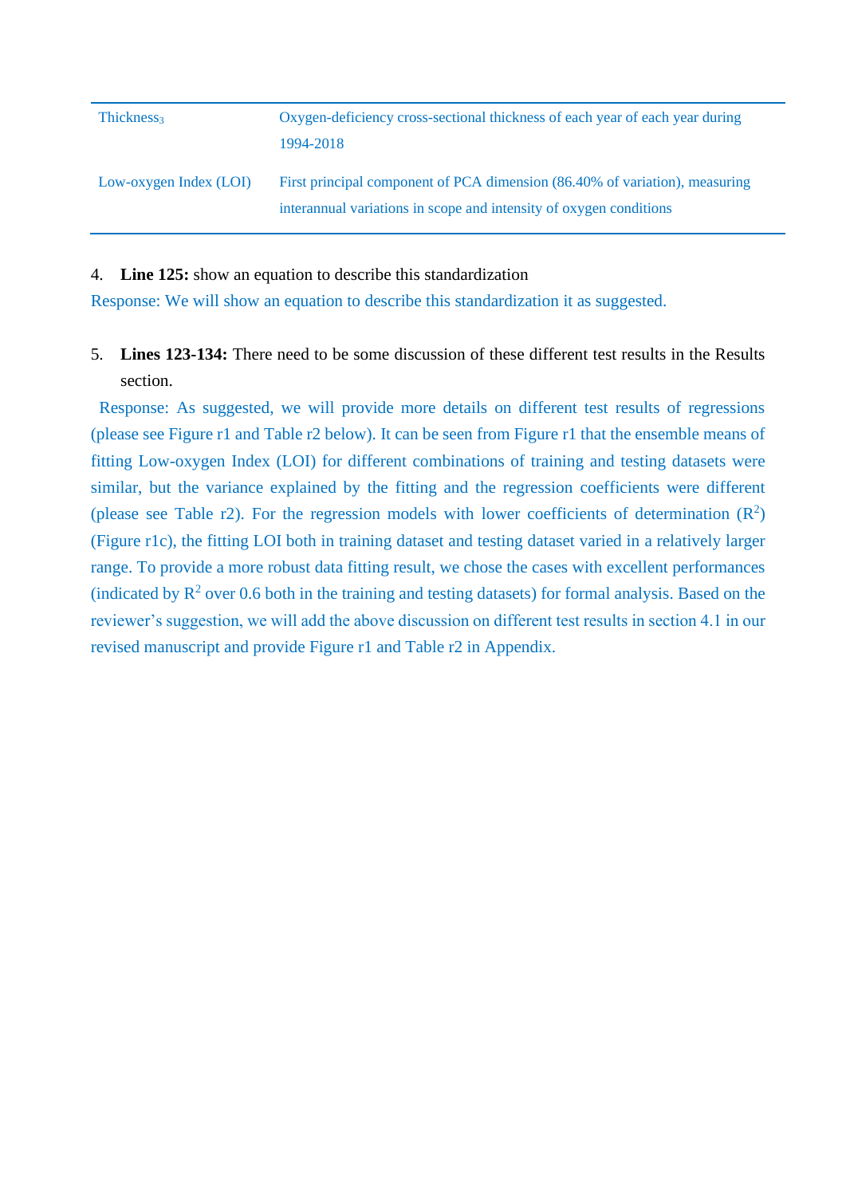| | |
|---|---|
| $Thickness_3$ | Oxygen-deficiency cross-sectional thickness of each year of each year during 1994-2018 |
| Low-oxygen Index (LOI) | First principal component of PCA dimension (86.40% of variation), measuring interannual variations in scope and intensity of oxygen conditions |

4. **Line 125:** show an equation to describe this standardization

Response: We will show an equation to describe this standardization it as suggested.

5. **Lines 123-134:** There need to be some discussion of these different test results in the Results section.

Response: As suggested, we will provide more details on different test results of regressions (please see Figure r1 and Table r2 below). It can be seen from Figure r1 that the ensemble means of fitting Low-oxygen Index (LOI) for different combinations of training and testing datasets were similar, but the variance explained by the fitting and the regression coefficients were different (please see Table r2). For the regression models with lower coefficients of determination ($R^2$) (Figure r1c), the fitting LOI both in training dataset and testing dataset varied in a relatively larger range. To provide a more robust data fitting result, we chose the cases with excellent performances (indicated by $R^2$ over 0.6 both in the training and testing datasets) for formal analysis. Based on the reviewer's suggestion, we will add the above discussion on different test results in section 4.1 in our revised manuscript and provide Figure r1 and Table r2 in Appendix.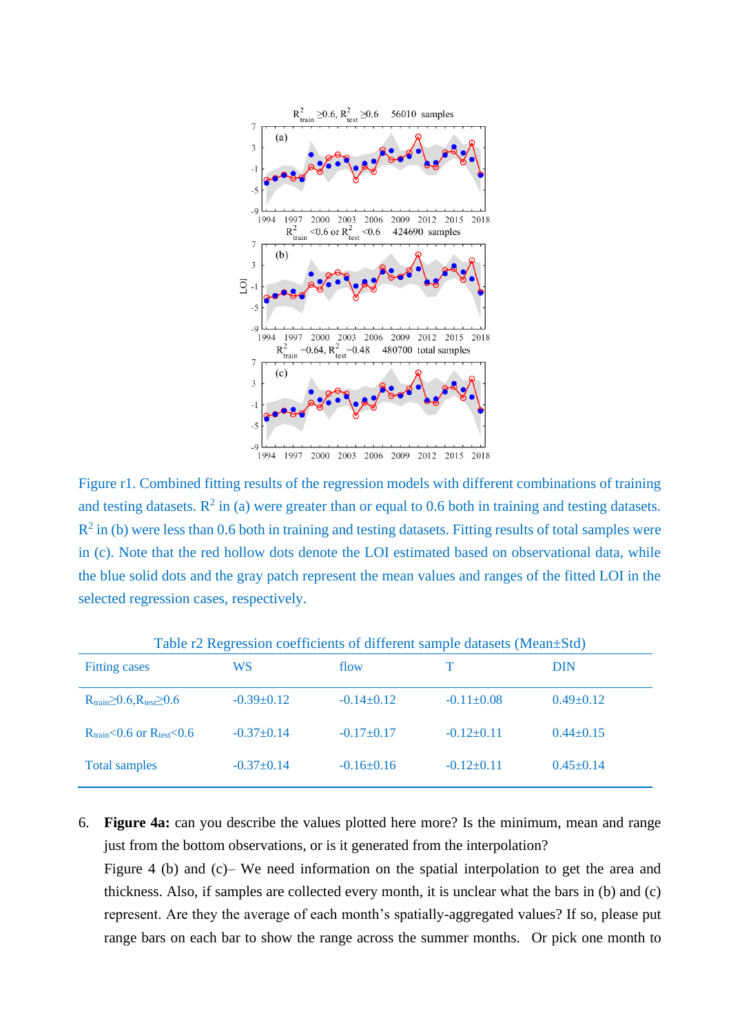Figure r1. Combined fitting results of the regression models with different combinations of training and testing datasets. $R^2$ in (a) were greater than or equal to 0.6 both in training and testing datasets. $R^2$ in (b) were less than 0.6 both in training and testing datasets. Fitting results of total samples were in (c). Note that the red hollow dots denote the LOI estimated based on observational data, while the blue solid dots and the gray patch represent the mean values and ranges of the fitted LOI in the selected regression cases, respectively.

Table r2 Regression coefficients of different sample datasets (Mean±Std)

| Fitting cases | WS | flow | T | DIN |
|---|---|---|---|---|
| $R_{train}$≥0.6,$R_{test}$≥0.6 | -0.39±0.12 | -0.14±0.12 | -0.11±0.08 | 0.49±0.12 |
| $R_{train}$<0.6 or $R_{test}$<0.6 | -0.37±0.14 | -0.17±0.17 | -0.12±0.11 | 0.44±0.15 |
| Total samples | -0.37±0.14 | -0.16±0.16 | -0.12±0.11 | 0.45±0.14 |

6. **Figure 4a:** can you describe the values plotted here more? Is the minimum, mean and range just from the bottom observations, or is it generated from the interpolation?

   Figure 4 (b) and (c)– We need information on the spatial interpolation to get the area and thickness. Also, if samples are collected every month, it is unclear what the bars in (b) and (c) represent. Are they the average of each month's spatially-aggregated values? If so, please put range bars on each bar to show the range across the summer months. Or pick one month to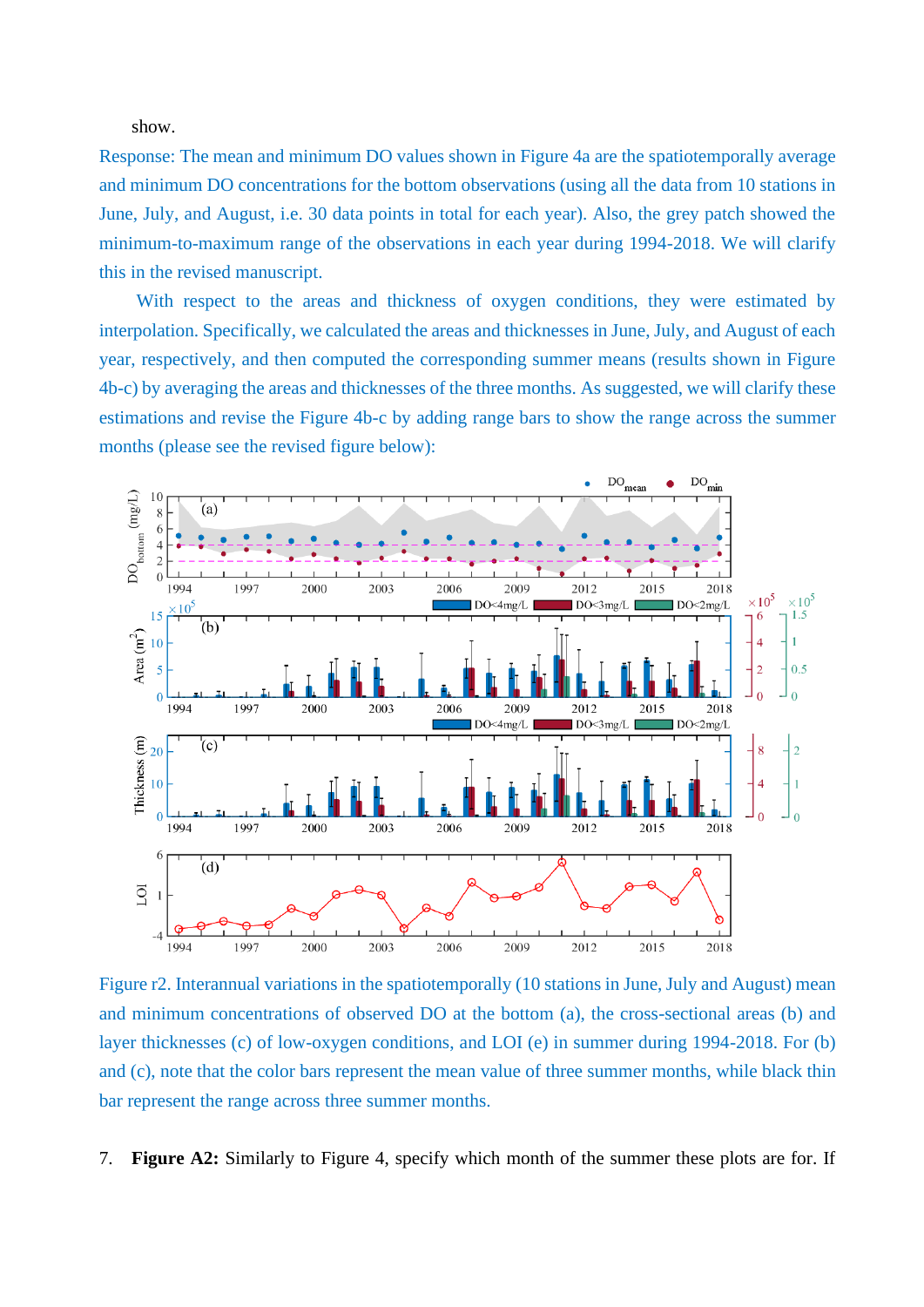show.

Response: The mean and minimum DO values shown in Figure 4a are the spatiotemporally average and minimum DO concentrations for the bottom observations (using all the data from 10 stations in June, July, and August, i.e. 30 data points in total for each year). Also, the grey patch showed the minimum-to-maximum range of the observations in each year during 1994-2018. We will clarify this in the revised manuscript.

With respect to the areas and thickness of oxygen conditions, they were estimated by interpolation. Specifically, we calculated the areas and thicknesses in June, July, and August of each year, respectively, and then computed the corresponding summer means (results shown in Figure 4b-c) by averaging the areas and thicknesses of the three months. As suggested, we will clarify these estimations and revise the Figure 4b-c by adding range bars to show the range across the summer months (please see the revised figure below):

Figure r2. Interannual variations in the spatiotemporally (10 stations in June, July and August) mean and minimum concentrations of observed DO at the bottom (a), the cross-sectional areas (b) and layer thicknesses (c) of low-oxygen conditions, and LOI (e) in summer during 1994-2018. For (b) and (c), note that the color bars represent the mean value of three summer months, while black thin bar represent the range across three summer months.

7. **Figure A2:** Similarly to Figure 4, specify which month of the summer these plots are for. If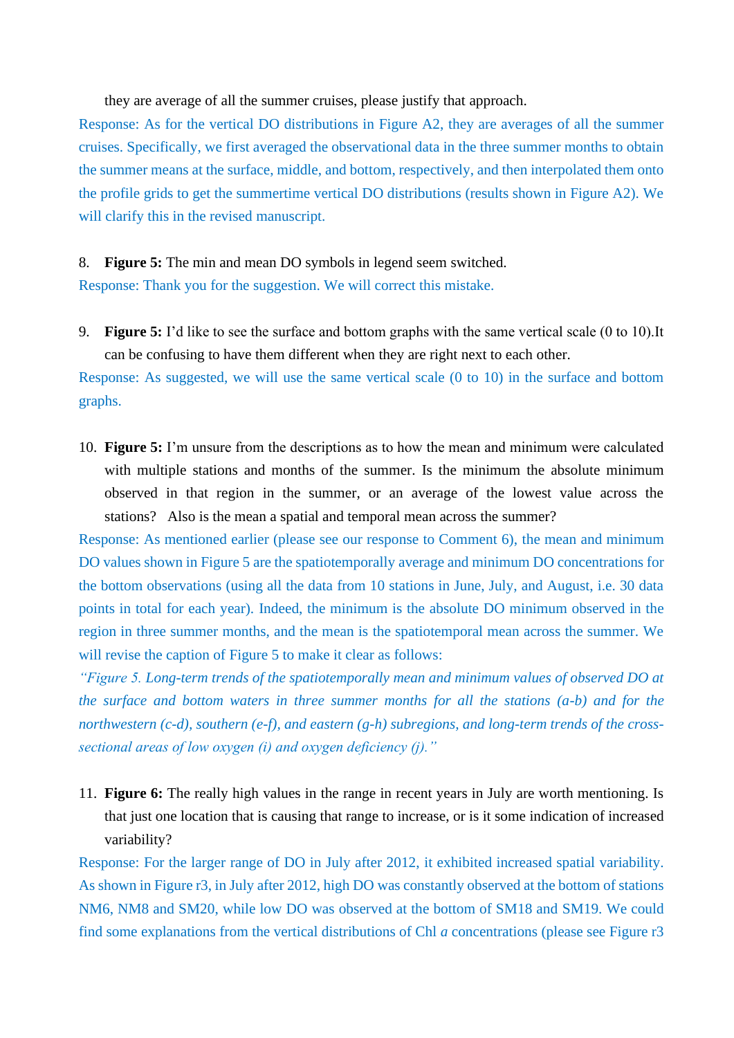they are average of all the summer cruises, please justify that approach.

Response: As for the vertical DO distributions in Figure A2, they are averages of all the summer cruises. Specifically, we first averaged the observational data in the three summer months to obtain the summer means at the surface, middle, and bottom, respectively, and then interpolated them onto the profile grids to get the summertime vertical DO distributions (results shown in Figure A2). We will clarify this in the revised manuscript.

8. **Figure 5:** The min and mean DO symbols in legend seem switched.

Response: Thank you for the suggestion. We will correct this mistake.

9. **Figure 5:** I'd like to see the surface and bottom graphs with the same vertical scale (0 to 10).It can be confusing to have them different when they are right next to each other.

Response: As suggested, we will use the same vertical scale (0 to 10) in the surface and bottom graphs.

10. **Figure 5:** I'm unsure from the descriptions as to how the mean and minimum were calculated with multiple stations and months of the summer. Is the minimum the absolute minimum observed in that region in the summer, or an average of the lowest value across the stations? Also is the mean a spatial and temporal mean across the summer?

Response: As mentioned earlier (please see our response to Comment 6), the mean and minimum DO values shown in Figure 5 are the spatiotemporally average and minimum DO concentrations for the bottom observations (using all the data from 10 stations in June, July, and August, i.e. 30 data points in total for each year). Indeed, the minimum is the absolute DO minimum observed in the region in three summer months, and the mean is the spatiotemporal mean across the summer. We will revise the caption of Figure 5 to make it clear as follows:

*"Figure 5. Long-term trends of the spatiotemporally mean and minimum values of observed DO at the surface and bottom waters in three summer months for all the stations (a-b) and for the northwestern (c-d), southern (e-f), and eastern (g-h) subregions, and long-term trends of the cross-sectional areas of low oxygen (i) and oxygen deficiency (j)."*

11. **Figure 6:** The really high values in the range in recent years in July are worth mentioning. Is that just one location that is causing that range to increase, or is it some indication of increased variability?

Response: For the larger range of DO in July after 2012, it exhibited increased spatial variability. As shown in Figure r3, in July after 2012, high DO was constantly observed at the bottom of stations NM6, NM8 and SM20, while low DO was observed at the bottom of SM18 and SM19. We could find some explanations from the vertical distributions of Chl *a* concentrations (please see Figure r3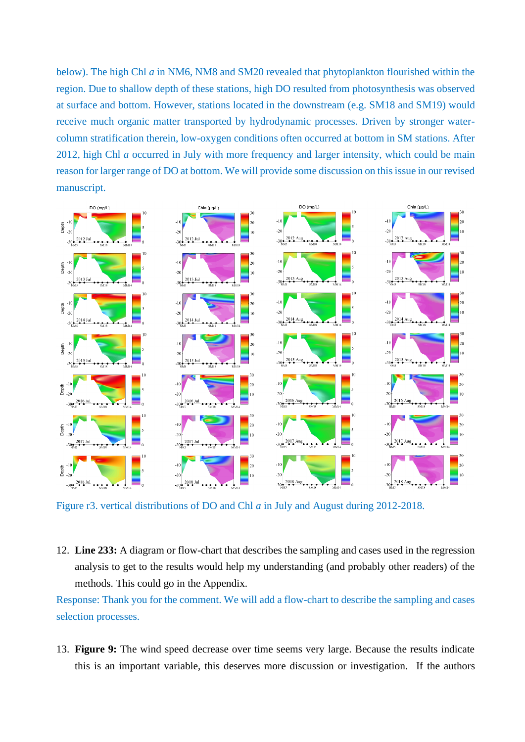below). The high Chl *a* in NM6, NM8 and SM20 revealed that phytoplankton flourished within the region. Due to shallow depth of these stations, high DO resulted from photosynthesis was observed at surface and bottom. However, stations located in the downstream (e.g. SM18 and SM19) would receive much organic matter transported by hydrodynamic processes. Driven by stronger water-column stratification therein, low-oxygen conditions often occurred at bottom in SM stations. After 2012, high Chl *a* occurred in July with more frequency and larger intensity, which could be main reason for larger range of DO at bottom. We will provide some discussion on this issue in our revised manuscript.

Figure r3. vertical distributions of DO and Chl *a* in July and August during 2012-2018.

12. **Line 233:** A diagram or flow-chart that describes the sampling and cases used in the regression analysis to get to the results would help my understanding (and probably other readers) of the methods. This could go in the Appendix.

Response: Thank you for the comment. We will add a flow-chart to describe the sampling and cases selection processes.

13. **Figure 9:** The wind speed decrease over time seems very large. Because the results indicate this is an important variable, this deserves more discussion or investigation. If the authors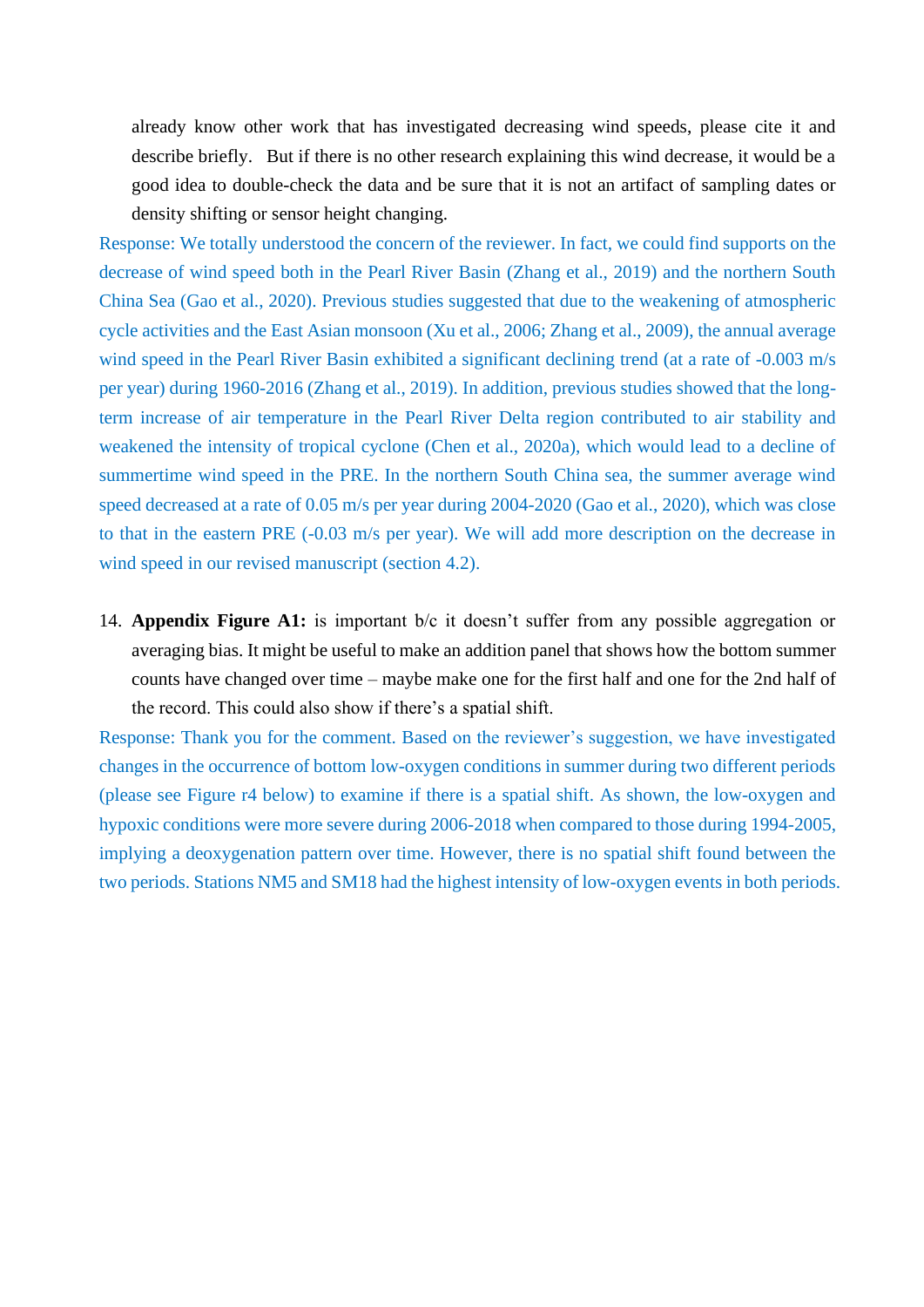already know other work that has investigated decreasing wind speeds, please cite it and describe briefly. But if there is no other research explaining this wind decrease, it would be a good idea to double-check the data and be sure that it is not an artifact of sampling dates or density shifting or sensor height changing.

Response: We totally understood the concern of the reviewer. In fact, we could find supports on the decrease of wind speed both in the Pearl River Basin (Zhang et al., 2019) and the northern South China Sea (Gao et al., 2020). Previous studies suggested that due to the weakening of atmospheric cycle activities and the East Asian monsoon (Xu et al., 2006; Zhang et al., 2009), the annual average wind speed in the Pearl River Basin exhibited a significant declining trend (at a rate of -0.003 m/s per year) during 1960-2016 (Zhang et al., 2019). In addition, previous studies showed that the long-term increase of air temperature in the Pearl River Delta region contributed to air stability and weakened the intensity of tropical cyclone (Chen et al., 2020a), which would lead to a decline of summertime wind speed in the PRE. In the northern South China sea, the summer average wind speed decreased at a rate of 0.05 m/s per year during 2004-2020 (Gao et al., 2020), which was close to that in the eastern PRE (-0.03 m/s per year). We will add more description on the decrease in wind speed in our revised manuscript (section 4.2).

14. **Appendix Figure A1:** is important b/c it doesn't suffer from any possible aggregation or averaging bias. It might be useful to make an addition panel that shows how the bottom summer counts have changed over time – maybe make one for the first half and one for the 2nd half of the record. This could also show if there's a spatial shift.

Response: Thank you for the comment. Based on the reviewer's suggestion, we have investigated changes in the occurrence of bottom low-oxygen conditions in summer during two different periods (please see Figure r4 below) to examine if there is a spatial shift. As shown, the low-oxygen and hypoxic conditions were more severe during 2006-2018 when compared to those during 1994-2005, implying a deoxygenation pattern over time. However, there is no spatial shift found between the two periods. Stations NM5 and SM18 had the highest intensity of low-oxygen events in both periods.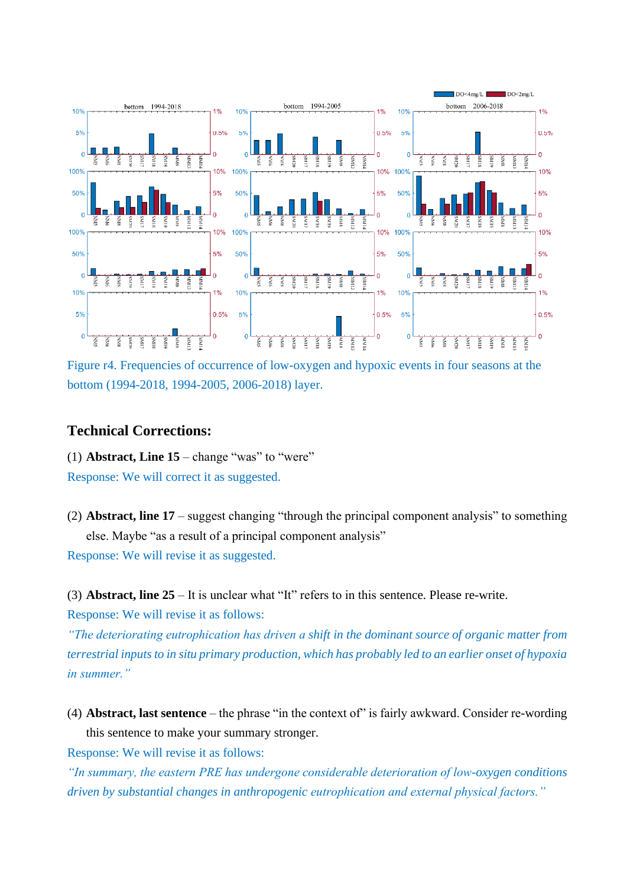Figure r4. Frequencies of occurrence of low-oxygen and hypoxic events in four seasons at the bottom (1994-2018, 1994-2005, 2006-2018) layer.

## Technical Corrections:

(1) **Abstract, Line 15** – change "was" to "were"

Response: We will correct it as suggested.

(2) **Abstract, line 17** – suggest changing "through the principal component analysis" to something else. Maybe "as a result of a principal component analysis"

Response: We will revise it as suggested.

(3) **Abstract, line 25** – It is unclear what "It" refers to in this sentence. Please re-write.

Response: We will revise it as follows:

*"The deteriorating eutrophication has driven a shift in the dominant source of organic matter from terrestrial inputs to in situ primary production, which has probably led to an earlier onset of hypoxia in summer."*

(4) **Abstract, last sentence** – the phrase "in the context of" is fairly awkward. Consider re-wording this sentence to make your summary stronger.

Response: We will revise it as follows:

*"In summary, the eastern PRE has undergone considerable deterioration of low-oxygen conditions driven by substantial changes in anthropogenic eutrophication and external physical factors."*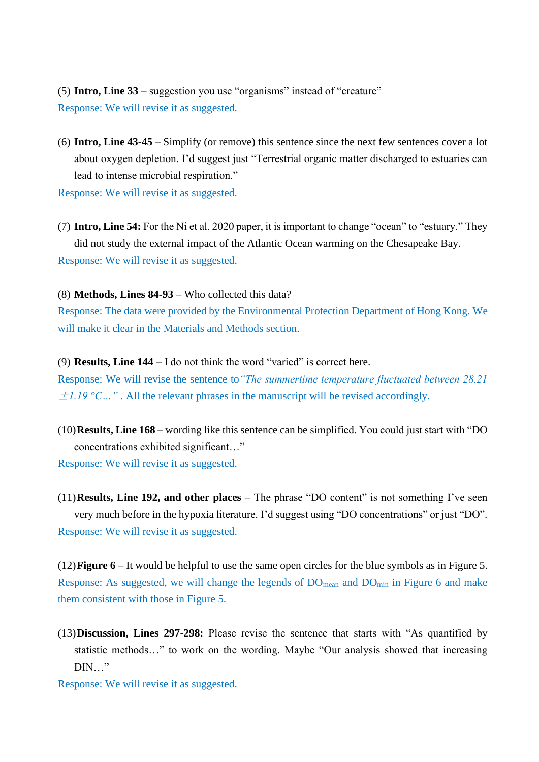(5) **Intro, Line 33** – suggestion you use “organisms” instead of “creature”

Response: We will revise it as suggested.

(6) **Intro, Line 43-45** – Simplify (or remove) this sentence since the next few sentences cover a lot about oxygen depletion. I’d suggest just “Terrestrial organic matter discharged to estuaries can lead to intense microbial respiration.”

Response: We will revise it as suggested.

(7) **Intro, Line 54:** For the Ni et al. 2020 paper, it is important to change “ocean” to “estuary.” They did not study the external impact of the Atlantic Ocean warming on the Chesapeake Bay.

Response: We will revise it as suggested.

(8) **Methods, Lines 84-93** – Who collected this data?

Response: The data were provided by the Environmental Protection Department of Hong Kong. We will make it clear in the Materials and Methods section.

(9) **Results, Line 144** – I do not think the word “varied” is correct here.

Response: We will revise the sentence to *“The summertime temperature fluctuated between 28.21 ±1.19 °C…”*. All the relevant phrases in the manuscript will be revised accordingly.

(10) **Results, Line 168** – wording like this sentence can be simplified. You could just start with “DO concentrations exhibited significant…”

Response: We will revise it as suggested.

(11) **Results, Line 192, and other places** – The phrase “DO content” is not something I’ve seen very much before in the hypoxia literature. I’d suggest using “DO concentrations” or just “DO”.

Response: We will revise it as suggested.

(12) **Figure 6** – It would be helpful to use the same open circles for the blue symbols as in Figure 5.

Response: As suggested, we will change the legends of $DO_{mean}$ and $DO_{min}$ in Figure 6 and make them consistent with those in Figure 5.

(13) **Discussion, Lines 297-298:** Please revise the sentence that starts with “As quantified by statistic methods…” to work on the wording. Maybe “Our analysis showed that increasing DIN…”

Response: We will revise it as suggested.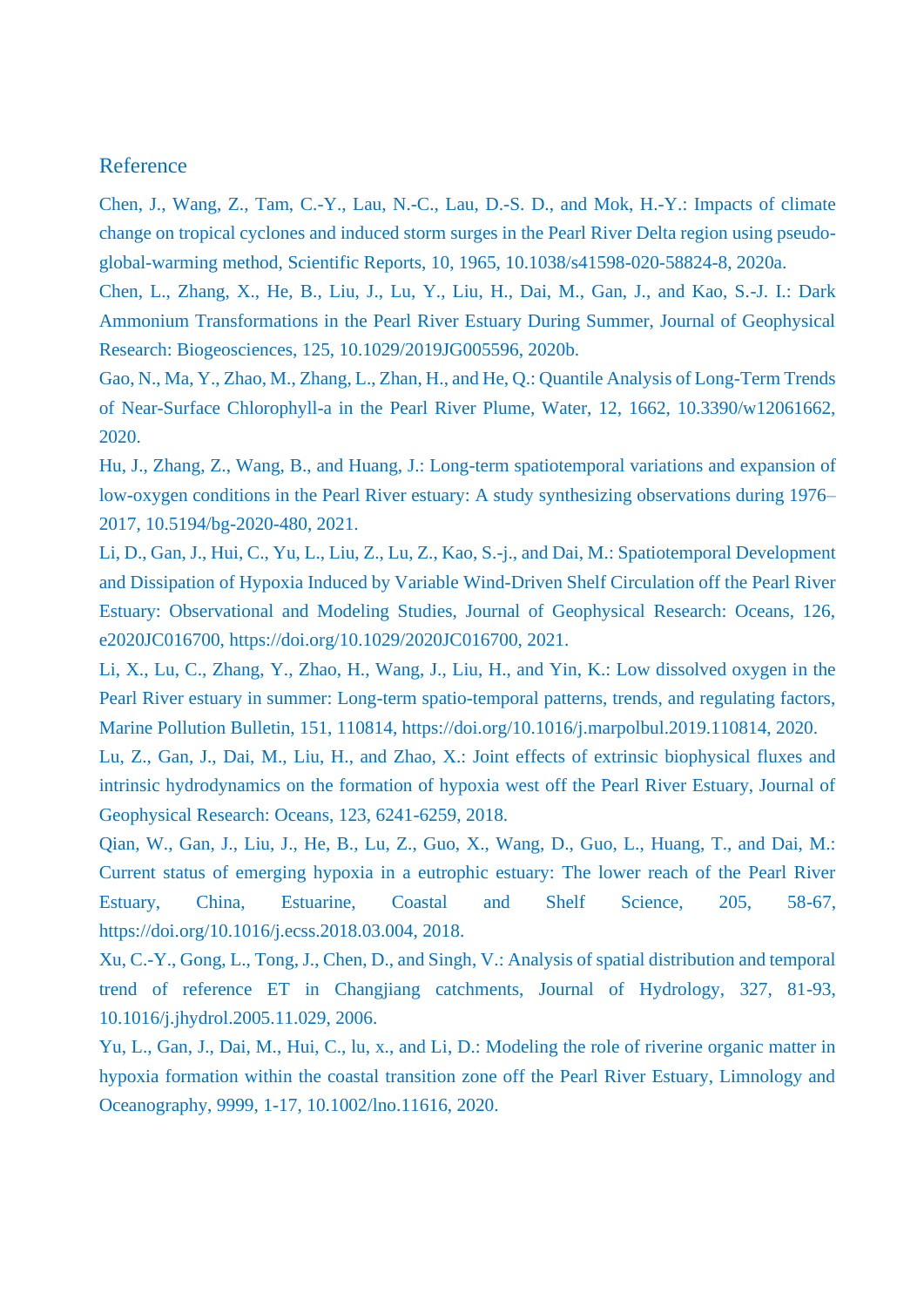## Reference

Chen, J., Wang, Z., Tam, C.-Y., Lau, N.-C., Lau, D.-S. D., and Mok, H.-Y.: Impacts of climate change on tropical cyclones and induced storm surges in the Pearl River Delta region using pseudo-global-warming method, Scientific Reports, 10, 1965, 10.1038/s41598-020-58824-8, 2020a.

Chen, L., Zhang, X., He, B., Liu, J., Lu, Y., Liu, H., Dai, M., Gan, J., and Kao, S.-J. I.: Dark Ammonium Transformations in the Pearl River Estuary During Summer, Journal of Geophysical Research: Biogeosciences, 125, 10.1029/2019JG005596, 2020b.

Gao, N., Ma, Y., Zhao, M., Zhang, L., Zhan, H., and He, Q.: Quantile Analysis of Long-Term Trends of Near-Surface Chlorophyll-a in the Pearl River Plume, Water, 12, 1662, 10.3390/w12061662, 2020.

Hu, J., Zhang, Z., Wang, B., and Huang, J.: Long-term spatiotemporal variations and expansion of low-oxygen conditions in the Pearl River estuary: A study synthesizing observations during 1976–2017, 10.5194/bg-2020-480, 2021.

Li, D., Gan, J., Hui, C., Yu, L., Liu, Z., Lu, Z., Kao, S.-j., and Dai, M.: Spatiotemporal Development and Dissipation of Hypoxia Induced by Variable Wind-Driven Shelf Circulation off the Pearl River Estuary: Observational and Modeling Studies, Journal of Geophysical Research: Oceans, 126, e2020JC016700, https://doi.org/10.1029/2020JC016700, 2021.

Li, X., Lu, C., Zhang, Y., Zhao, H., Wang, J., Liu, H., and Yin, K.: Low dissolved oxygen in the Pearl River estuary in summer: Long-term spatio-temporal patterns, trends, and regulating factors, Marine Pollution Bulletin, 151, 110814, https://doi.org/10.1016/j.marpolbul.2019.110814, 2020.

Lu, Z., Gan, J., Dai, M., Liu, H., and Zhao, X.: Joint effects of extrinsic biophysical fluxes and intrinsic hydrodynamics on the formation of hypoxia west off the Pearl River Estuary, Journal of Geophysical Research: Oceans, 123, 6241-6259, 2018.

Qian, W., Gan, J., Liu, J., He, B., Lu, Z., Guo, X., Wang, D., Guo, L., Huang, T., and Dai, M.: Current status of emerging hypoxia in a eutrophic estuary: The lower reach of the Pearl River Estuary, China, Estuarine, Coastal and Shelf Science, 205, 58-67, https://doi.org/10.1016/j.ecss.2018.03.004, 2018.

Xu, C.-Y., Gong, L., Tong, J., Chen, D., and Singh, V.: Analysis of spatial distribution and temporal trend of reference ET in Changjiang catchments, Journal of Hydrology, 327, 81-93, 10.1016/j.jhydrol.2005.11.029, 2006.

Yu, L., Gan, J., Dai, M., Hui, C., lu, x., and Li, D.: Modeling the role of riverine organic matter in hypoxia formation within the coastal transition zone off the Pearl River Estuary, Limnology and Oceanography, 9999, 1-17, 10.1002/lno.11616, 2020.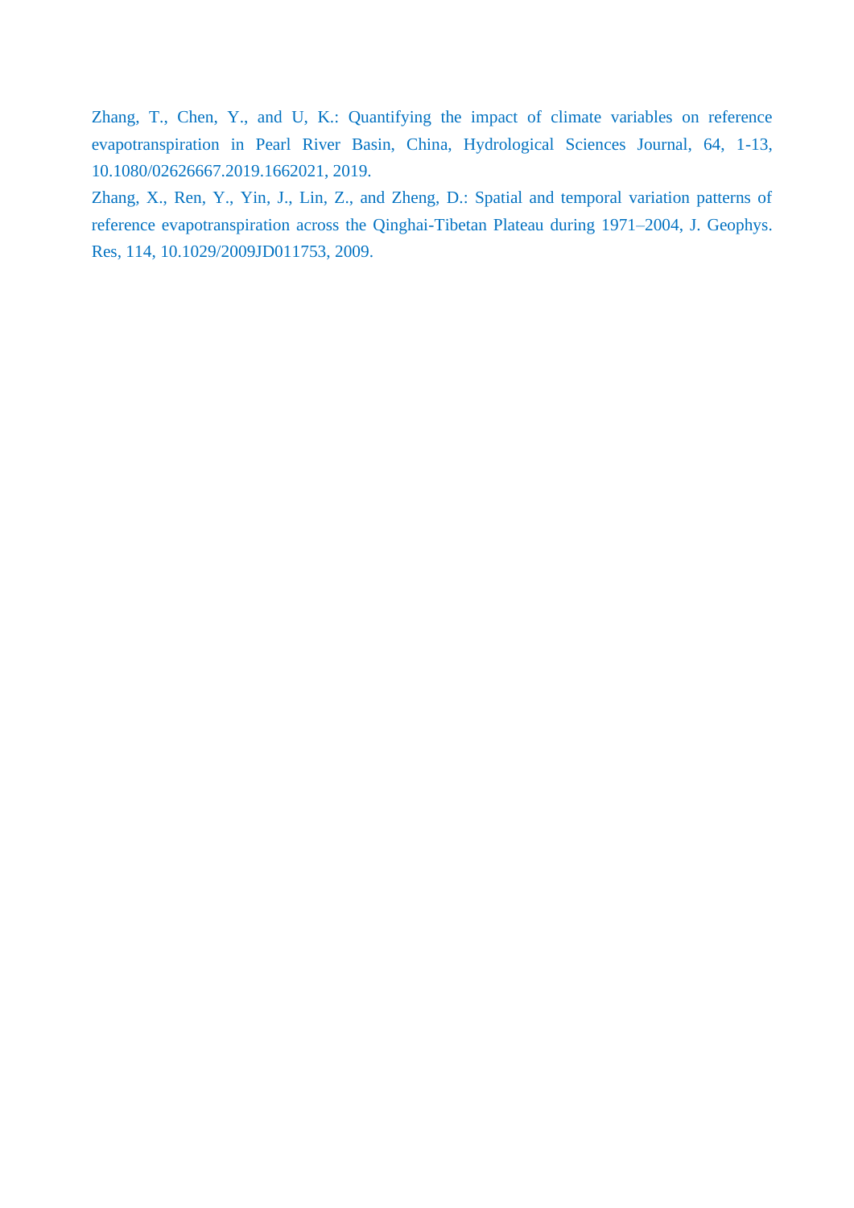Zhang, T., Chen, Y., and U, K.: Quantifying the impact of climate variables on reference evapotranspiration in Pearl River Basin, China, Hydrological Sciences Journal, 64, 1-13, 10.1080/02626667.2019.1662021, 2019.

Zhang, X., Ren, Y., Yin, J., Lin, Z., and Zheng, D.: Spatial and temporal variation patterns of reference evapotranspiration across the Qinghai-Tibetan Plateau during 1971–2004, J. Geophys. Res, 114, 10.1029/2009JD011753, 2009.